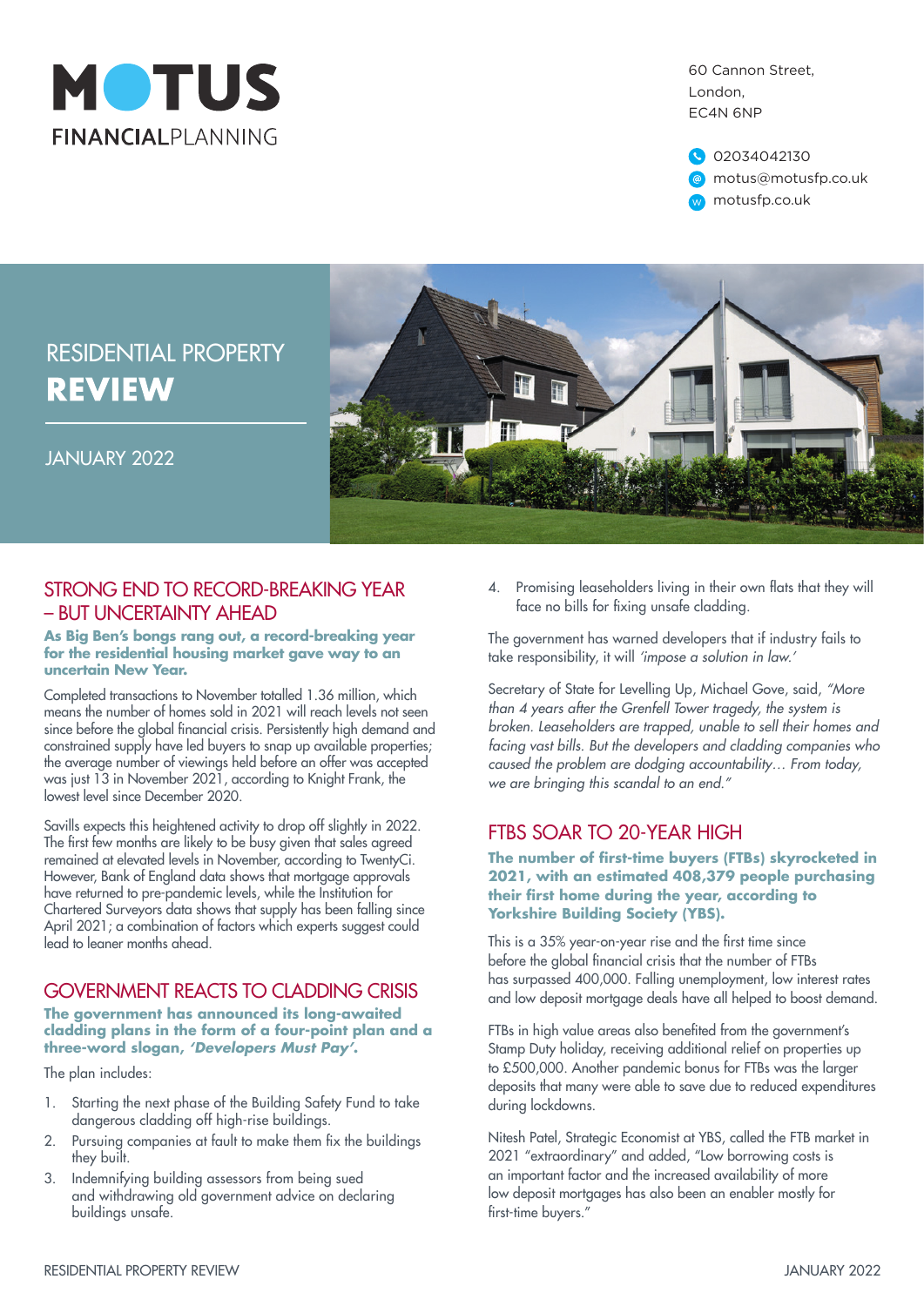MOTUS FINANCIALPLANNING

60 Cannon Street,
London,
EC4N 6NP

02034042130
motus@motusfp.co.uk
motusfp.co.uk

# RESIDENTIAL PROPERTY **REVIEW**

JANUARY 2022

## STRONG END TO RECORD-BREAKING YEAR – BUT UNCERTAINTY AHEAD

**As Big Ben's bongs rang out, a record-breaking year for the residential housing market gave way to an uncertain New Year.**

Completed transactions to November totalled 1.36 million, which means the number of homes sold in 2021 will reach levels not seen since before the global financial crisis. Persistently high demand and constrained supply have led buyers to snap up available properties; the average number of viewings held before an offer was accepted was just 13 in November 2021, according to Knight Frank, the lowest level since December 2020.

Savills expects this heightened activity to drop off slightly in 2022. The first few months are likely to be busy given that sales agreed remained at elevated levels in November, according to TwentyCi. However, Bank of England data shows that mortgage approvals have returned to pre-pandemic levels, while the Institution for Chartered Surveyors data shows that supply has been falling since April 2021; a combination of factors which experts suggest could lead to leaner months ahead.

## GOVERNMENT REACTS TO CLADDING CRISIS

**The government has announced its long-awaited cladding plans in the form of a four-point plan and a three-word slogan, *'Developers Must Pay'*.**

The plan includes:

1. Starting the next phase of the Building Safety Fund to take dangerous cladding off high-rise buildings.
2. Pursuing companies at fault to make them fix the buildings they built.
3. Indemnifying building assessors from being sued and withdrawing old government advice on declaring buildings unsafe.
4. Promising leaseholders living in their own flats that they will face no bills for fixing unsafe cladding.

The government has warned developers that if industry fails to take responsibility, it will *'impose a solution in law.'*

Secretary of State for Levelling Up, Michael Gove, said, *"More than 4 years after the Grenfell Tower tragedy, the system is broken. Leaseholders are trapped, unable to sell their homes and facing vast bills. But the developers and cladding companies who caused the problem are dodging accountability… From today, we are bringing this scandal to an end."*

## FTBS SOAR TO 20-YEAR HIGH

**The number of first-time buyers (FTBs) skyrocketed in 2021, with an estimated 408,379 people purchasing their first home during the year, according to Yorkshire Building Society (YBS).**

This is a 35% year-on-year rise and the first time since before the global financial crisis that the number of FTBs has surpassed 400,000. Falling unemployment, low interest rates and low deposit mortgage deals have all helped to boost demand.

FTBs in high value areas also benefited from the government's Stamp Duty holiday, receiving additional relief on properties up to £500,000. Another pandemic bonus for FTBs was the larger deposits that many were able to save due to reduced expenditures during lockdowns.

Nitesh Patel, Strategic Economist at YBS, called the FTB market in 2021 "extraordinary" and added, "Low borrowing costs is an important factor and the increased availability of more low deposit mortgages has also been an enabler mostly for first-time buyers."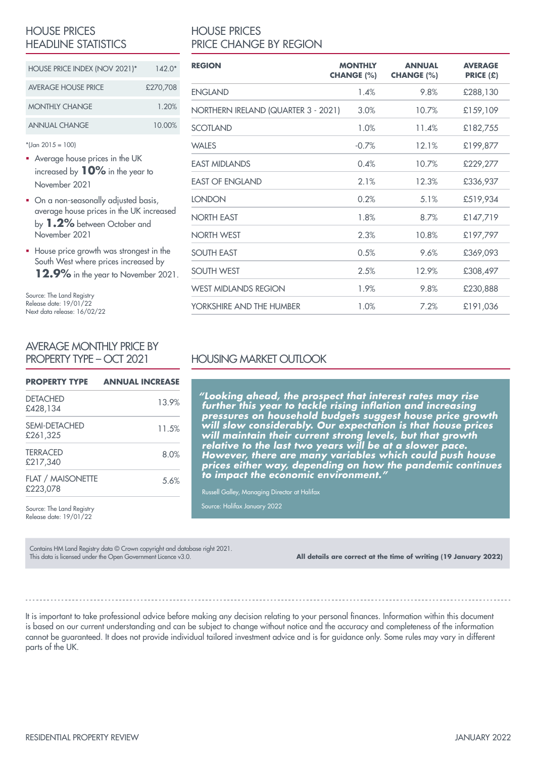## HOUSE PRICES HEADLINE STATISTICS

| | |
|---|---|
| HOUSE PRICE INDEX (NOV 2021)* | 142.0* |
| AVERAGE HOUSE PRICE | £270,708 |
| MONTHLY CHANGE | 1.20% |
| ANNUAL CHANGE | 10.00% |

*(Jan 2015 = 100)

- Average house prices in the UK increased by **10%** in the year to November 2021
- On a non-seasonally adjusted basis, average house prices in the UK increased by **1.2%** between October and November 2021
- House price growth was strongest in the South West where prices increased by **12.9%** in the year to November 2021.

Source: The Land Registry
Release date: 19/01/22
Next data release: 16/02/22

## HOUSE PRICES PRICE CHANGE BY REGION

| REGION | MONTHLY CHANGE (%) | ANNUAL CHANGE (%) | AVERAGE PRICE (£) |
|---|---|---|---|
| ENGLAND | 1.4% | 9.8% | £288,130 |
| NORTHERN IRELAND (QUARTER 3 - 2021) | 3.0% | 10.7% | £159,109 |
| SCOTLAND | 1.0% | 11.4% | £182,755 |
| WALES | -0.7% | 12.1% | £199,877 |
| EAST MIDLANDS | 0.4% | 10.7% | £229,277 |
| EAST OF ENGLAND | 2.1% | 12.3% | £336,937 |
| LONDON | 0.2% | 5.1% | £519,934 |
| NORTH EAST | 1.8% | 8.7% | £147,719 |
| NORTH WEST | 2.3% | 10.8% | £197,797 |
| SOUTH EAST | 0.5% | 9.6% | £369,093 |
| SOUTH WEST | 2.5% | 12.9% | £308,497 |
| WEST MIDLANDS REGION | 1.9% | 9.8% | £230,888 |
| YORKSHIRE AND THE HUMBER | 1.0% | 7.2% | £191,036 |

## AVERAGE MONTHLY PRICE BY PROPERTY TYPE – OCT 2021

| PROPERTY TYPE | ANNUAL INCREASE |
|---|---|
| DETACHED £428,134 | 13.9% |
| SEMI-DETACHED £261,325 | 11.5% |
| TERRACED £217,340 | 8.0% |
| FLAT / MAISONETTE £223,078 | 5.6% |

Source: The Land Registry
Release date: 19/01/22

## HOUSING MARKET OUTLOOK

***"Looking ahead, the prospect that interest rates may rise further this year to tackle rising inflation and increasing pressures on household budgets suggest house price growth will slow considerably. Our expectation is that house prices will maintain their current strong levels, but that growth relative to the last two years will be at a slower pace. However, there are many variables which could push house prices either way, depending on how the pandemic continues to impact the economic environment."***

Russell Galley, Managing Director at Halifax

Source: Halifax January 2022

Contains HM Land Registry data © Crown copyright and database right 2021.
This data is licensed under the Open Government Licence v3.0.

**All details are correct at the time of writing (19 January 2022)**

It is important to take professional advice before making any decision relating to your personal finances. Information within this document is based on our current understanding and can be subject to change without notice and the accuracy and completeness of the information cannot be guaranteed. It does not provide individual tailored investment advice and is for guidance only. Some rules may vary in different parts of the UK.